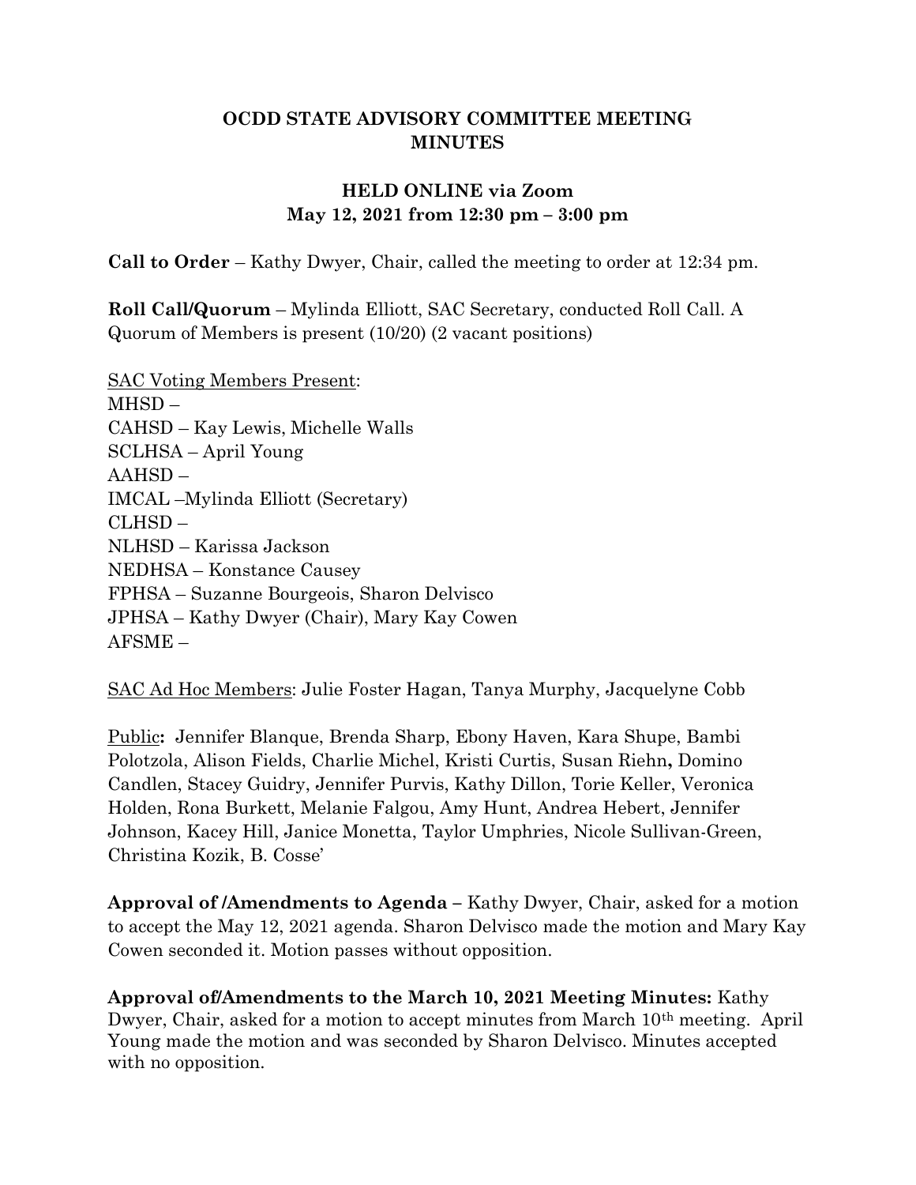# OCDD STATE ADVISORY COMMITTEE MEETING MINUTES

## HELD ONLINE via Zoom
## May 12, 2021 from 12:30 pm – 3:00 pm

**Call to Order** – Kathy Dwyer, Chair, called the meeting to order at 12:34 pm.

**Roll Call/Quorum** – Mylinda Elliott, SAC Secretary, conducted Roll Call. A Quorum of Members is present (10/20) (2 vacant positions)

<u>SAC Voting Members Present</u>:
MHSD –
CAHSD – Kay Lewis, Michelle Walls
SCLHSA – April Young
AAHSD –
IMCAL –Mylinda Elliott (Secretary)
CLHSD –
NLHSD – Karissa Jackson
NEDHSA – Konstance Causey
FPHSA – Suzanne Bourgeois, Sharon Delvisco
JPHSA – Kathy Dwyer (Chair), Mary Kay Cowen
AFSME –

<u>SAC Ad Hoc Members</u>: Julie Foster Hagan, Tanya Murphy, Jacquelyne Cobb

<u>Public</u>**:** Jennifer Blanque, Brenda Sharp, Ebony Haven, Kara Shupe, Bambi Polotzola, Alison Fields, Charlie Michel, Kristi Curtis, Susan Riehn**,** Domino Candlen, Stacey Guidry, Jennifer Purvis, Kathy Dillon, Torie Keller, Veronica Holden, Rona Burkett, Melanie Falgou, Amy Hunt, Andrea Hebert, Jennifer Johnson, Kacey Hill, Janice Monetta, Taylor Umphries, Nicole Sullivan-Green, Christina Kozik, B. Cosse'

**Approval of /Amendments to Agenda –** Kathy Dwyer, Chair, asked for a motion to accept the May 12, 2021 agenda. Sharon Delvisco made the motion and Mary Kay Cowen seconded it. Motion passes without opposition.

**Approval of/Amendments to the March 10, 2021 Meeting Minutes:** Kathy Dwyer, Chair, asked for a motion to accept minutes from March 10th meeting. April Young made the motion and was seconded by Sharon Delvisco. Minutes accepted with no opposition.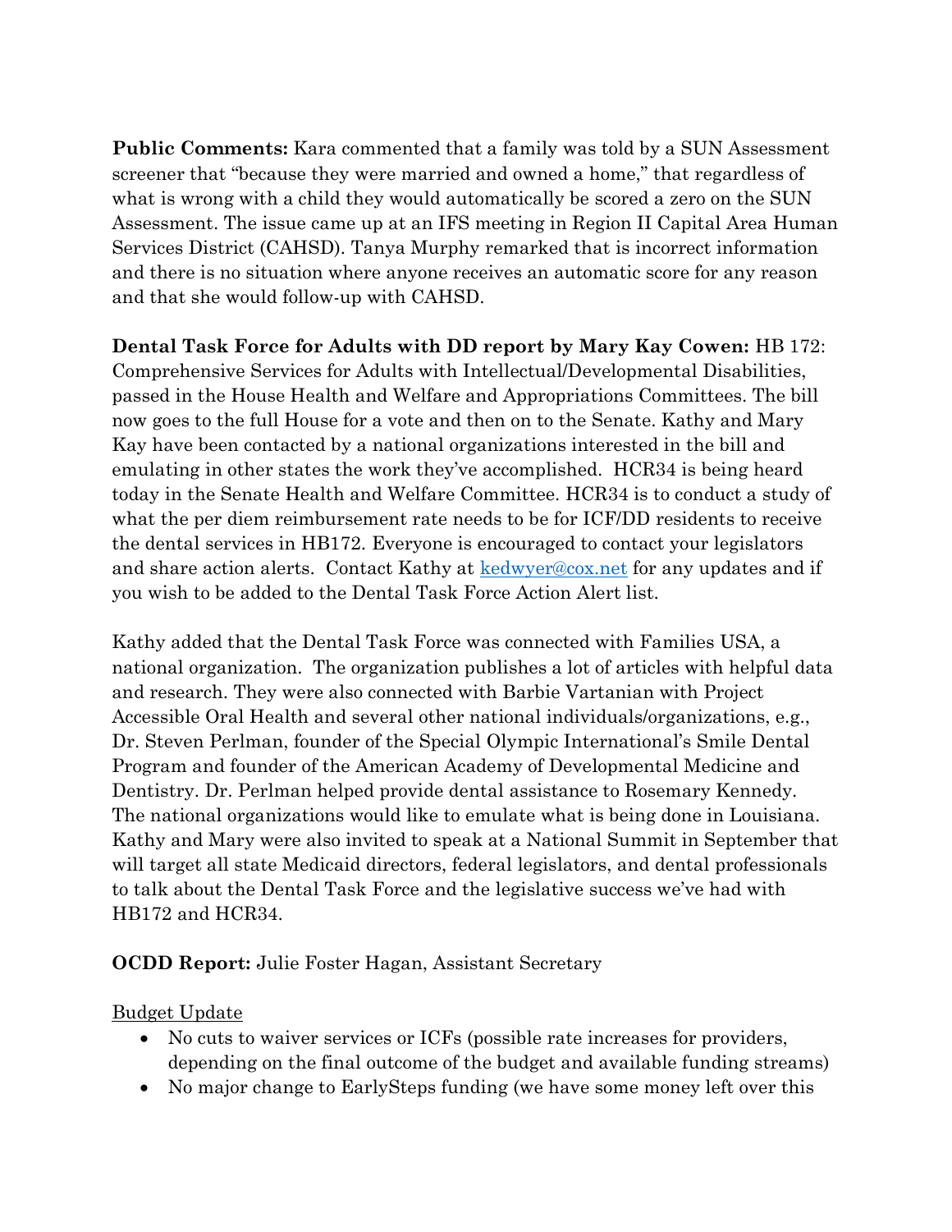**Public Comments:** Kara commented that a family was told by a SUN Assessment screener that "because they were married and owned a home," that regardless of what is wrong with a child they would automatically be scored a zero on the SUN Assessment. The issue came up at an IFS meeting in Region II Capital Area Human Services District (CAHSD). Tanya Murphy remarked that is incorrect information and there is no situation where anyone receives an automatic score for any reason and that she would follow-up with CAHSD.

**Dental Task Force for Adults with DD report by Mary Kay Cowen:** HB 172: Comprehensive Services for Adults with Intellectual/Developmental Disabilities, passed in the House Health and Welfare and Appropriations Committees. The bill now goes to the full House for a vote and then on to the Senate. Kathy and Mary Kay have been contacted by a national organizations interested in the bill and emulating in other states the work they've accomplished. HCR34 is being heard today in the Senate Health and Welfare Committee. HCR34 is to conduct a study of what the per diem reimbursement rate needs to be for ICF/DD residents to receive the dental services in HB172. Everyone is encouraged to contact your legislators and share action alerts. Contact Kathy at [kedwyer@cox.net](mailto:kedwyer@cox.net) for any updates and if you wish to be added to the Dental Task Force Action Alert list.

Kathy added that the Dental Task Force was connected with Families USA, a national organization. The organization publishes a lot of articles with helpful data and research. They were also connected with Barbie Vartanian with Project Accessible Oral Health and several other national individuals/organizations, e.g., Dr. Steven Perlman, founder of the Special Olympic International's Smile Dental Program and founder of the American Academy of Developmental Medicine and Dentistry. Dr. Perlman helped provide dental assistance to Rosemary Kennedy. The national organizations would like to emulate what is being done in Louisiana. Kathy and Mary were also invited to speak at a National Summit in September that will target all state Medicaid directors, federal legislators, and dental professionals to talk about the Dental Task Force and the legislative success we've had with HB172 and HCR34.

**OCDD Report:** Julie Foster Hagan, Assistant Secretary

<u>Budget Update</u>

- No cuts to waiver services or ICFs (possible rate increases for providers, depending on the final outcome of the budget and available funding streams)
- No major change to EarlySteps funding (we have some money left over this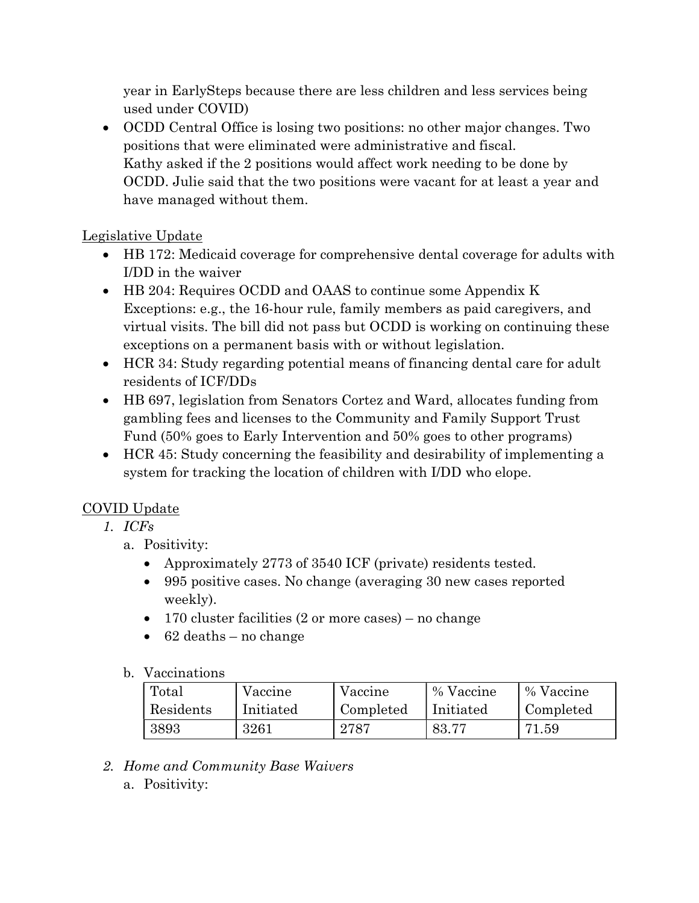year in EarlySteps because there are less children and less services being used under COVID)

- OCDD Central Office is losing two positions: no other major changes. Two positions that were eliminated were administrative and fiscal.
  Kathy asked if the 2 positions would affect work needing to be done by OCDD. Julie said that the two positions were vacant for at least a year and have managed without them.

Legislative Update

- HB 172: Medicaid coverage for comprehensive dental coverage for adults with I/DD in the waiver
- HB 204: Requires OCDD and OAAS to continue some Appendix K Exceptions: e.g., the 16-hour rule, family members as paid caregivers, and virtual visits. The bill did not pass but OCDD is working on continuing these exceptions on a permanent basis with or without legislation.
- HCR 34: Study regarding potential means of financing dental care for adult residents of ICF/DDs
- HB 697, legislation from Senators Cortez and Ward, allocates funding from gambling fees and licenses to the Community and Family Support Trust Fund (50% goes to Early Intervention and 50% goes to other programs)
- HCR 45: Study concerning the feasibility and desirability of implementing a system for tracking the location of children with I/DD who elope.

COVID Update

1. *ICFs*
   a. Positivity:
      - Approximately 2773 of 3540 ICF (private) residents tested.
      - 995 positive cases. No change (averaging 30 new cases reported weekly).
      - 170 cluster facilities (2 or more cases) – no change
      - 62 deaths – no change

   b. Vaccinations

| Total Residents | Vaccine Initiated | Vaccine Completed | % Vaccine Initiated | % Vaccine Completed |
|---|---|---|---|---|
| 3893 | 3261 | 2787 | 83.77 | 71.59 |

2. *Home and Community Base Waivers*
   a. Positivity: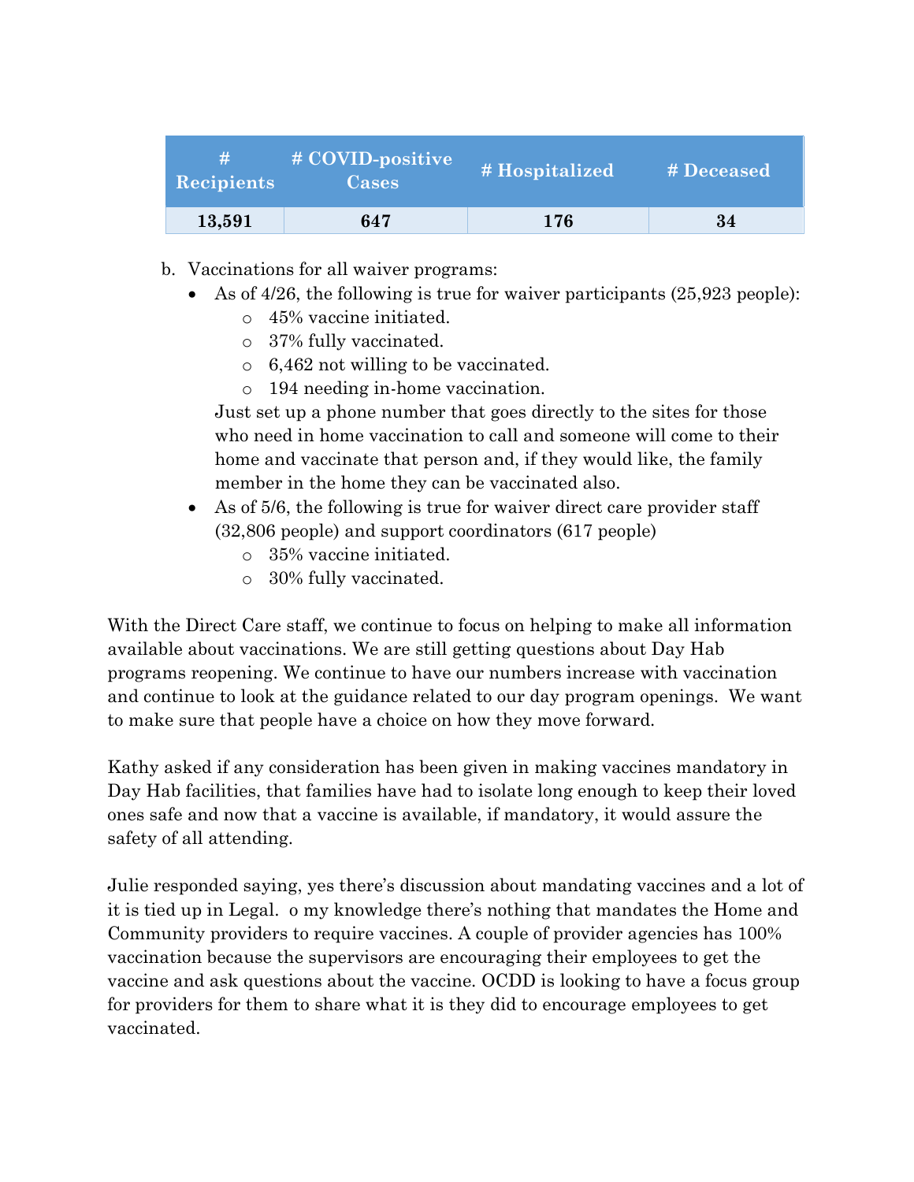| # Recipients | # COVID-positive Cases | # Hospitalized | # Deceased |
|---|---|---|---|
| **13,591** | **647** | **176** | **34** |

b. Vaccinations for all waiver programs:

- As of 4/26, the following is true for waiver participants (25,923 people):
  - 45% vaccine initiated.
  - 37% fully vaccinated.
  - 6,462 not willing to be vaccinated.
  - 194 needing in-home vaccination.

  Just set up a phone number that goes directly to the sites for those who need in home vaccination to call and someone will come to their home and vaccinate that person and, if they would like, the family member in the home they can be vaccinated also.
- As of 5/6, the following is true for waiver direct care provider staff (32,806 people) and support coordinators (617 people)
  - 35% vaccine initiated.
  - 30% fully vaccinated.

With the Direct Care staff, we continue to focus on helping to make all information available about vaccinations. We are still getting questions about Day Hab programs reopening. We continue to have our numbers increase with vaccination and continue to look at the guidance related to our day program openings. We want to make sure that people have a choice on how they move forward.

Kathy asked if any consideration has been given in making vaccines mandatory in Day Hab facilities, that families have had to isolate long enough to keep their loved ones safe and now that a vaccine is available, if mandatory, it would assure the safety of all attending.

Julie responded saying, yes there's discussion about mandating vaccines and a lot of it is tied up in Legal. o my knowledge there's nothing that mandates the Home and Community providers to require vaccines. A couple of provider agencies has 100% vaccination because the supervisors are encouraging their employees to get the vaccine and ask questions about the vaccine. OCDD is looking to have a focus group for providers for them to share what it is they did to encourage employees to get vaccinated.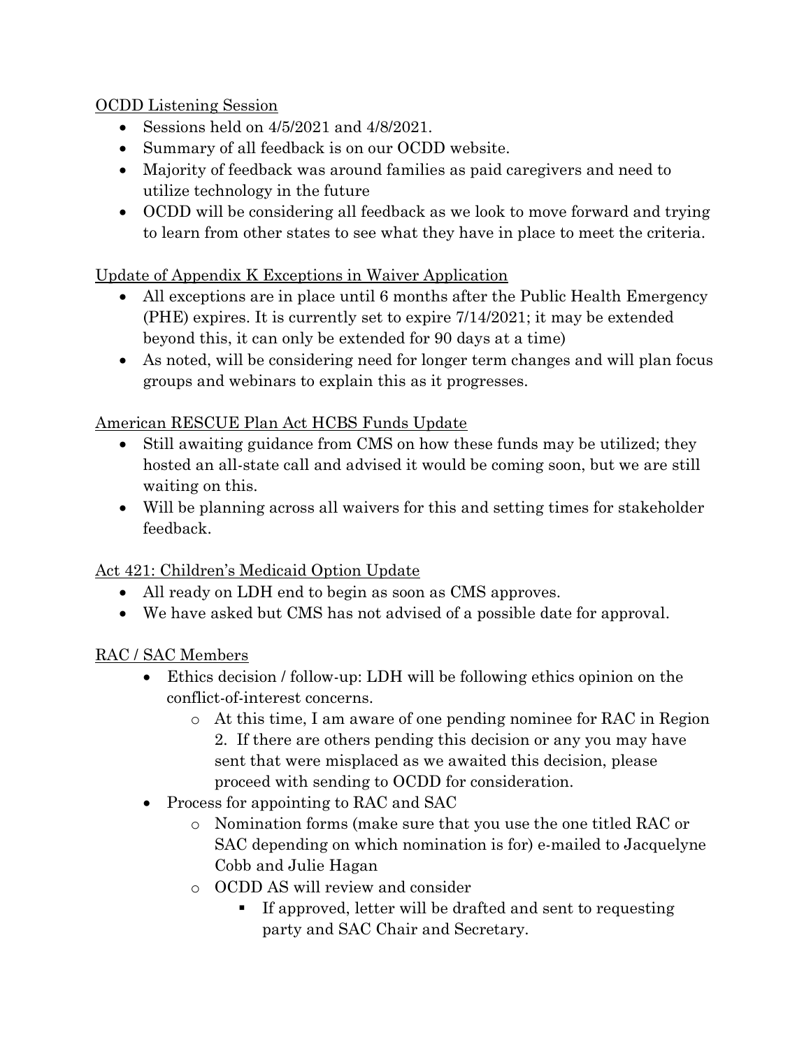OCDD Listening Session

- Sessions held on 4/5/2021 and 4/8/2021.
- Summary of all feedback is on our OCDD website.
- Majority of feedback was around families as paid caregivers and need to utilize technology in the future
- OCDD will be considering all feedback as we look to move forward and trying to learn from other states to see what they have in place to meet the criteria.

Update of Appendix K Exceptions in Waiver Application

- All exceptions are in place until 6 months after the Public Health Emergency (PHE) expires. It is currently set to expire 7/14/2021; it may be extended beyond this, it can only be extended for 90 days at a time)
- As noted, will be considering need for longer term changes and will plan focus groups and webinars to explain this as it progresses.

American RESCUE Plan Act HCBS Funds Update

- Still awaiting guidance from CMS on how these funds may be utilized; they hosted an all-state call and advised it would be coming soon, but we are still waiting on this.
- Will be planning across all waivers for this and setting times for stakeholder feedback.

Act 421: Children's Medicaid Option Update

- All ready on LDH end to begin as soon as CMS approves.
- We have asked but CMS has not advised of a possible date for approval.

RAC / SAC Members

- Ethics decision / follow-up: LDH will be following ethics opinion on the conflict-of-interest concerns.
    - At this time, I am aware of one pending nominee for RAC in Region 2. If there are others pending this decision or any you may have sent that were misplaced as we awaited this decision, please proceed with sending to OCDD for consideration.
- Process for appointing to RAC and SAC
    - Nomination forms (make sure that you use the one titled RAC or SAC depending on which nomination is for) e-mailed to Jacquelyne Cobb and Julie Hagan
    - OCDD AS will review and consider
        - If approved, letter will be drafted and sent to requesting party and SAC Chair and Secretary.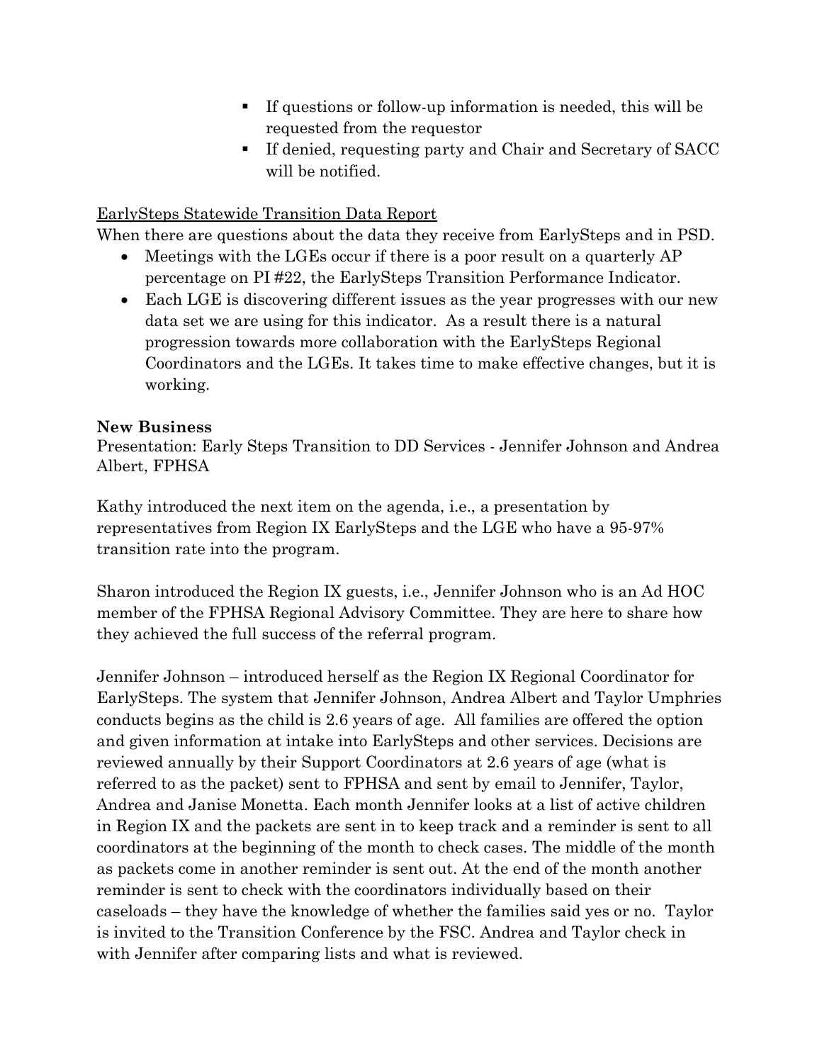- If questions or follow-up information is needed, this will be requested from the requestor
- If denied, requesting party and Chair and Secretary of SACC will be notified.

EarlySteps Statewide Transition Data Report

When there are questions about the data they receive from EarlySteps and in PSD.

- Meetings with the LGEs occur if there is a poor result on a quarterly AP percentage on PI #22, the EarlySteps Transition Performance Indicator.
- Each LGE is discovering different issues as the year progresses with our new data set we are using for this indicator. As a result there is a natural progression towards more collaboration with the EarlySteps Regional Coordinators and the LGEs. It takes time to make effective changes, but it is working.

**New Business**

Presentation: Early Steps Transition to DD Services - Jennifer Johnson and Andrea Albert, FPHSA

Kathy introduced the next item on the agenda, i.e., a presentation by representatives from Region IX EarlySteps and the LGE who have a 95-97% transition rate into the program.

Sharon introduced the Region IX guests, i.e., Jennifer Johnson who is an Ad HOC member of the FPHSA Regional Advisory Committee. They are here to share how they achieved the full success of the referral program.

Jennifer Johnson – introduced herself as the Region IX Regional Coordinator for EarlySteps. The system that Jennifer Johnson, Andrea Albert and Taylor Umphries conducts begins as the child is 2.6 years of age. All families are offered the option and given information at intake into EarlySteps and other services. Decisions are reviewed annually by their Support Coordinators at 2.6 years of age (what is referred to as the packet) sent to FPHSA and sent by email to Jennifer, Taylor, Andrea and Janise Monetta. Each month Jennifer looks at a list of active children in Region IX and the packets are sent in to keep track and a reminder is sent to all coordinators at the beginning of the month to check cases. The middle of the month as packets come in another reminder is sent out. At the end of the month another reminder is sent to check with the coordinators individually based on their caseloads – they have the knowledge of whether the families said yes or no. Taylor is invited to the Transition Conference by the FSC. Andrea and Taylor check in with Jennifer after comparing lists and what is reviewed.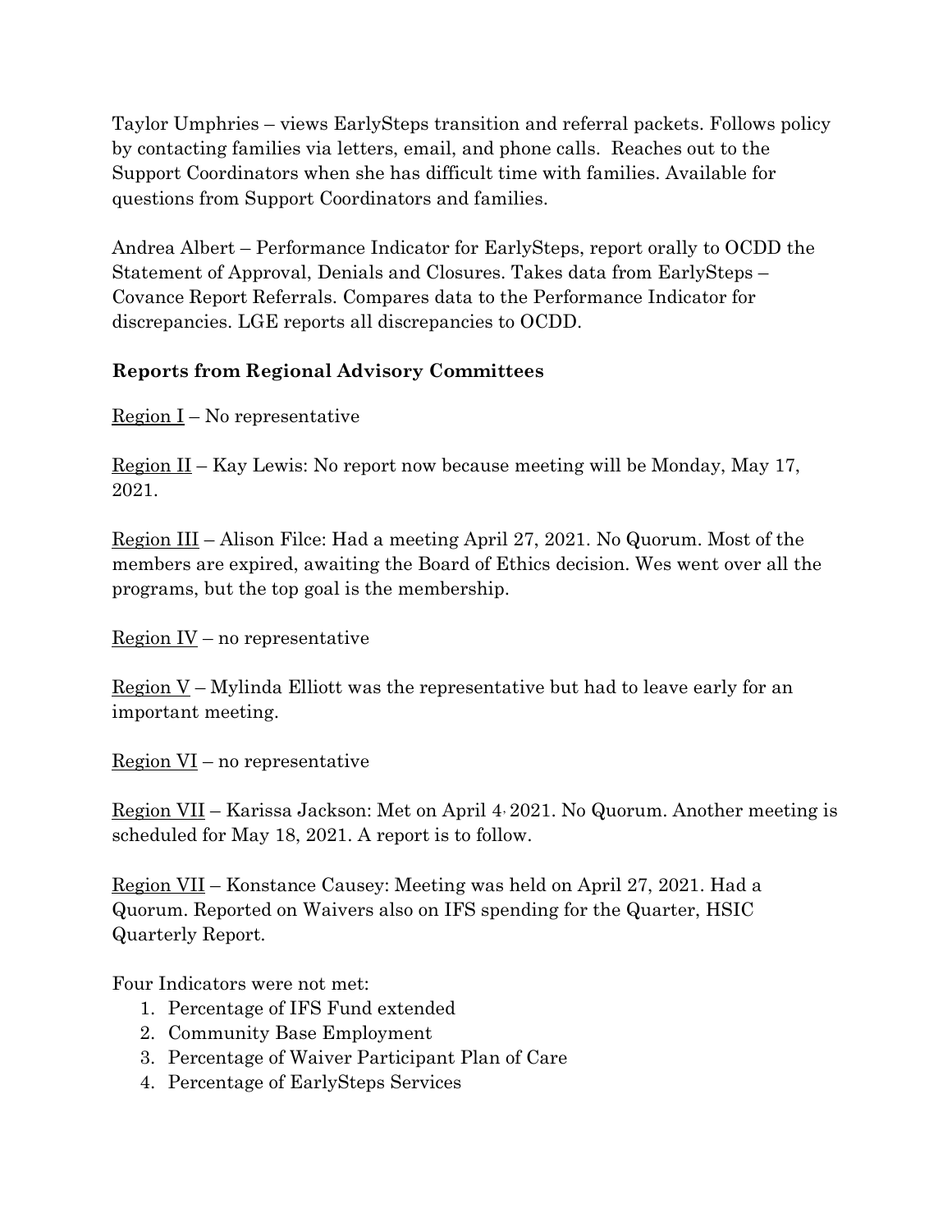Taylor Umphries – views EarlySteps transition and referral packets. Follows policy by contacting families via letters, email, and phone calls. Reaches out to the Support Coordinators when she has difficult time with families. Available for questions from Support Coordinators and families.

Andrea Albert – Performance Indicator for EarlySteps, report orally to OCDD the Statement of Approval, Denials and Closures. Takes data from EarlySteps – Covance Report Referrals. Compares data to the Performance Indicator for discrepancies. LGE reports all discrepancies to OCDD.

**Reports from Regional Advisory Committees**

Region I – No representative

Region II – Kay Lewis: No report now because meeting will be Monday, May 17, 2021.

Region III – Alison Filce: Had a meeting April 27, 2021. No Quorum. Most of the members are expired, awaiting the Board of Ethics decision. Wes went over all the programs, but the top goal is the membership.

Region IV – no representative

Region V – Mylinda Elliott was the representative but had to leave early for an important meeting.

Region VI – no representative

Region VII – Karissa Jackson: Met on April 4, 2021. No Quorum. Another meeting is scheduled for May 18, 2021. A report is to follow.

Region VII – Konstance Causey: Meeting was held on April 27, 2021. Had a Quorum. Reported on Waivers also on IFS spending for the Quarter, HSIC Quarterly Report.

Four Indicators were not met:

1. Percentage of IFS Fund extended
2. Community Base Employment
3. Percentage of Waiver Participant Plan of Care
4. Percentage of EarlySteps Services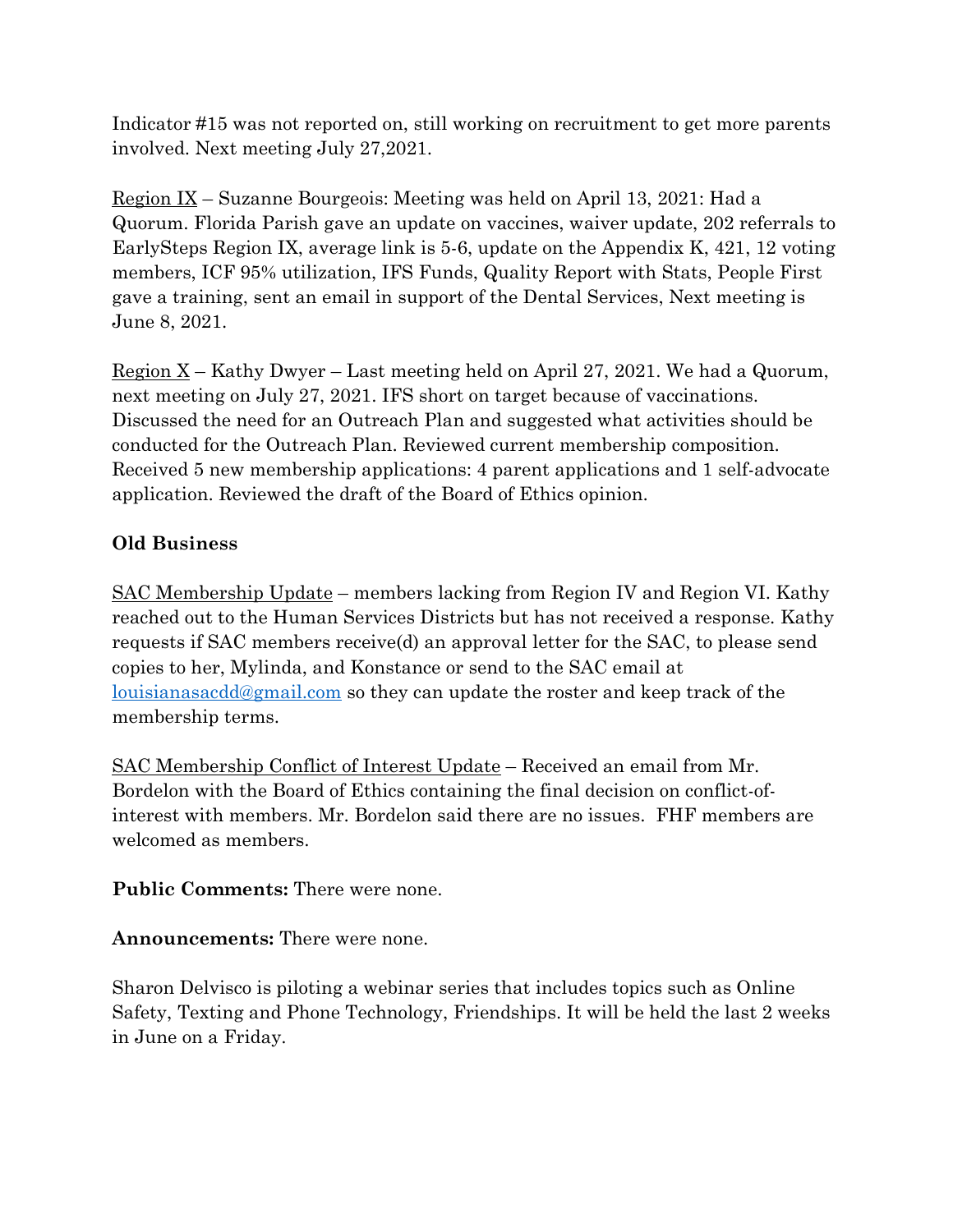Indicator #15 was not reported on, still working on recruitment to get more parents involved. Next meeting July 27,2021.

Region IX – Suzanne Bourgeois: Meeting was held on April 13, 2021: Had a Quorum. Florida Parish gave an update on vaccines, waiver update, 202 referrals to EarlySteps Region IX, average link is 5-6, update on the Appendix K, 421, 12 voting members, ICF 95% utilization, IFS Funds, Quality Report with Stats, People First gave a training, sent an email in support of the Dental Services, Next meeting is June 8, 2021.

Region X – Kathy Dwyer – Last meeting held on April 27, 2021. We had a Quorum, next meeting on July 27, 2021. IFS short on target because of vaccinations. Discussed the need for an Outreach Plan and suggested what activities should be conducted for the Outreach Plan. Reviewed current membership composition. Received 5 new membership applications: 4 parent applications and 1 self-advocate application. Reviewed the draft of the Board of Ethics opinion.

**Old Business**

SAC Membership Update – members lacking from Region IV and Region VI. Kathy reached out to the Human Services Districts but has not received a response. Kathy requests if SAC members receive(d) an approval letter for the SAC, to please send copies to her, Mylinda, and Konstance or send to the SAC email at louisianasacdd@gmail.com so they can update the roster and keep track of the membership terms.

SAC Membership Conflict of Interest Update – Received an email from Mr. Bordelon with the Board of Ethics containing the final decision on conflict-of-interest with members. Mr. Bordelon said there are no issues. FHF members are welcomed as members.

**Public Comments:** There were none.

**Announcements:** There were none.

Sharon Delvisco is piloting a webinar series that includes topics such as Online Safety, Texting and Phone Technology, Friendships. It will be held the last 2 weeks in June on a Friday.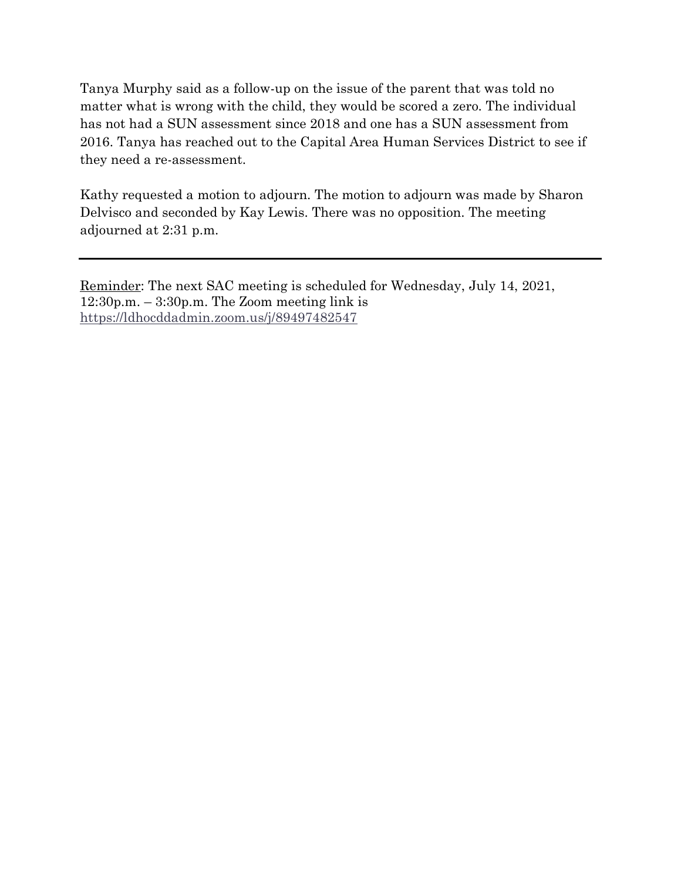Tanya Murphy said as a follow-up on the issue of the parent that was told no matter what is wrong with the child, they would be scored a zero. The individual has not had a SUN assessment since 2018 and one has a SUN assessment from 2016. Tanya has reached out to the Capital Area Human Services District to see if they need a re-assessment.

Kathy requested a motion to adjourn. The motion to adjourn was made by Sharon Delvisco and seconded by Kay Lewis. There was no opposition. The meeting adjourned at 2:31 p.m.

---

Reminder: The next SAC meeting is scheduled for Wednesday, July 14, 2021, 12:30p.m. – 3:30p.m. The Zoom meeting link is https://ldhocddadmin.zoom.us/j/89497482547